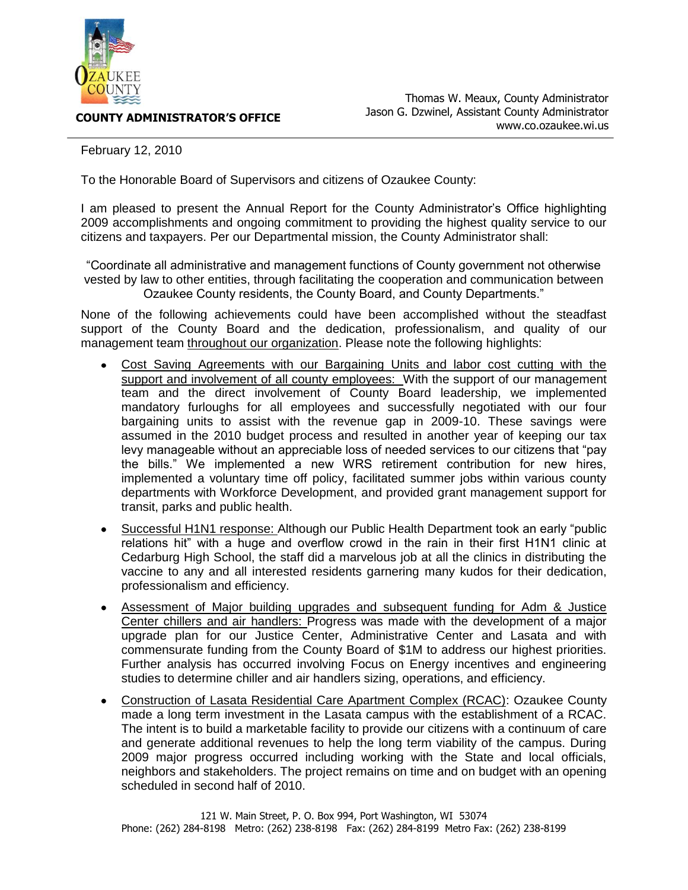**COUNTY ADMINISTRATOR'S OFFICE**

Thomas W. Meaux, County Administrator
Jason G. Dzwinel, Assistant County Administrator
www.co.ozaukee.wi.us

February 12, 2010

To the Honorable Board of Supervisors and citizens of Ozaukee County:

I am pleased to present the Annual Report for the County Administrator's Office highlighting 2009 accomplishments and ongoing commitment to providing the highest quality service to our citizens and taxpayers. Per our Departmental mission, the County Administrator shall:

"Coordinate all administrative and management functions of County government not otherwise vested by law to other entities, through facilitating the cooperation and communication between Ozaukee County residents, the County Board, and County Departments."

None of the following achievements could have been accomplished without the steadfast support of the County Board and the dedication, professionalism, and quality of our management team throughout our organization. Please note the following highlights:

- Cost Saving Agreements with our Bargaining Units and labor cost cutting with the support and involvement of all county employees: With the support of our management team and the direct involvement of County Board leadership, we implemented mandatory furloughs for all employees and successfully negotiated with our four bargaining units to assist with the revenue gap in 2009-10. These savings were assumed in the 2010 budget process and resulted in another year of keeping our tax levy manageable without an appreciable loss of needed services to our citizens that "pay the bills." We implemented a new WRS retirement contribution for new hires, implemented a voluntary time off policy, facilitated summer jobs within various county departments with Workforce Development, and provided grant management support for transit, parks and public health.

- Successful H1N1 response: Although our Public Health Department took an early "public relations hit" with a huge and overflow crowd in the rain in their first H1N1 clinic at Cedarburg High School, the staff did a marvelous job at all the clinics in distributing the vaccine to any and all interested residents garnering many kudos for their dedication, professionalism and efficiency.

- Assessment of Major building upgrades and subsequent funding for Adm & Justice Center chillers and air handlers: Progress was made with the development of a major upgrade plan for our Justice Center, Administrative Center and Lasata and with commensurate funding from the County Board of $1M to address our highest priorities. Further analysis has occurred involving Focus on Energy incentives and engineering studies to determine chiller and air handlers sizing, operations, and efficiency.

- Construction of Lasata Residential Care Apartment Complex (RCAC): Ozaukee County made a long term investment in the Lasata campus with the establishment of a RCAC. The intent is to build a marketable facility to provide our citizens with a continuum of care and generate additional revenues to help the long term viability of the campus. During 2009 major progress occurred including working with the State and local officials, neighbors and stakeholders. The project remains on time and on budget with an opening scheduled in second half of 2010.

121 W. Main Street, P. O. Box 994, Port Washington, WI 53074
Phone: (262) 284-8198 Metro: (262) 238-8198 Fax: (262) 284-8199 Metro Fax: (262) 238-8199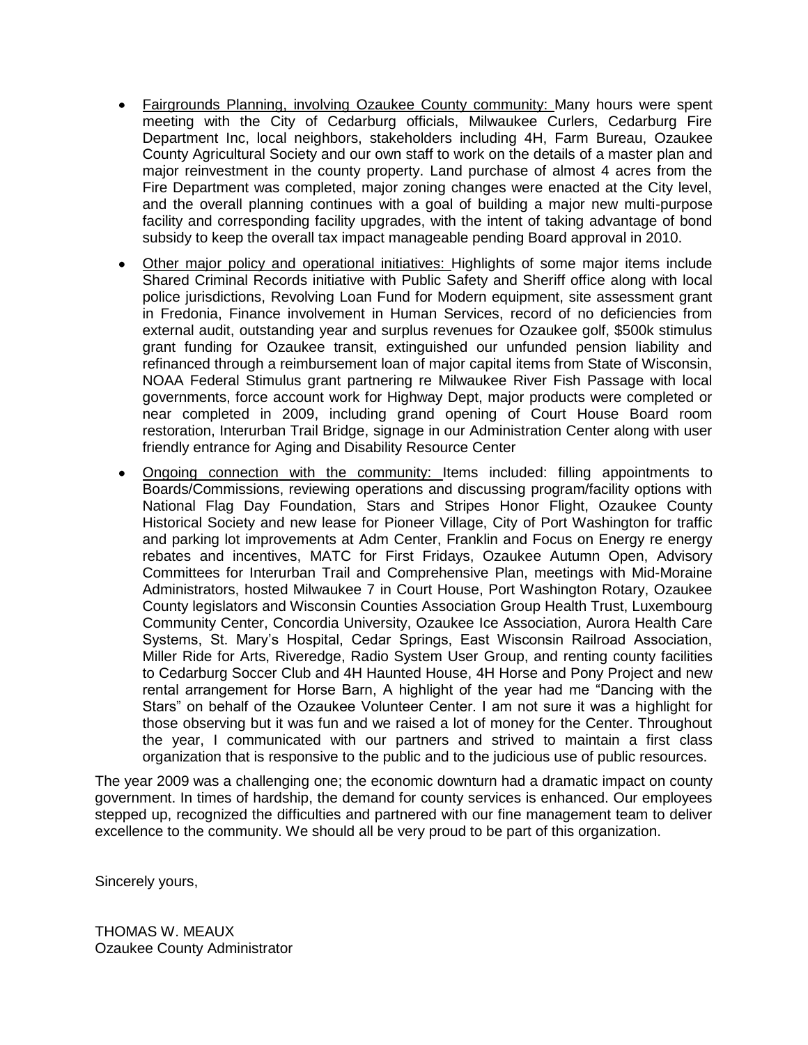- Fairgrounds Planning, involving Ozaukee County community: Many hours were spent meeting with the City of Cedarburg officials, Milwaukee Curlers, Cedarburg Fire Department Inc, local neighbors, stakeholders including 4H, Farm Bureau, Ozaukee County Agricultural Society and our own staff to work on the details of a master plan and major reinvestment in the county property. Land purchase of almost 4 acres from the Fire Department was completed, major zoning changes were enacted at the City level, and the overall planning continues with a goal of building a major new multi-purpose facility and corresponding facility upgrades, with the intent of taking advantage of bond subsidy to keep the overall tax impact manageable pending Board approval in 2010.
- Other major policy and operational initiatives: Highlights of some major items include Shared Criminal Records initiative with Public Safety and Sheriff office along with local police jurisdictions, Revolving Loan Fund for Modern equipment, site assessment grant in Fredonia, Finance involvement in Human Services, record of no deficiencies from external audit, outstanding year and surplus revenues for Ozaukee golf, $500k stimulus grant funding for Ozaukee transit, extinguished our unfunded pension liability and refinanced through a reimbursement loan of major capital items from State of Wisconsin, NOAA Federal Stimulus grant partnering re Milwaukee River Fish Passage with local governments, force account work for Highway Dept, major products were completed or near completed in 2009, including grand opening of Court House Board room restoration, Interurban Trail Bridge, signage in our Administration Center along with user friendly entrance for Aging and Disability Resource Center
- Ongoing connection with the community: Items included: filling appointments to Boards/Commissions, reviewing operations and discussing program/facility options with National Flag Day Foundation, Stars and Stripes Honor Flight, Ozaukee County Historical Society and new lease for Pioneer Village, City of Port Washington for traffic and parking lot improvements at Adm Center, Franklin and Focus on Energy re energy rebates and incentives, MATC for First Fridays, Ozaukee Autumn Open, Advisory Committees for Interurban Trail and Comprehensive Plan, meetings with Mid-Moraine Administrators, hosted Milwaukee 7 in Court House, Port Washington Rotary, Ozaukee County legislators and Wisconsin Counties Association Group Health Trust, Luxembourg Community Center, Concordia University, Ozaukee Ice Association, Aurora Health Care Systems, St. Mary's Hospital, Cedar Springs, East Wisconsin Railroad Association, Miller Ride for Arts, Riveredge, Radio System User Group, and renting county facilities to Cedarburg Soccer Club and 4H Haunted House, 4H Horse and Pony Project and new rental arrangement for Horse Barn, A highlight of the year had me "Dancing with the Stars" on behalf of the Ozaukee Volunteer Center. I am not sure it was a highlight for those observing but it was fun and we raised a lot of money for the Center. Throughout the year, I communicated with our partners and strived to maintain a first class organization that is responsive to the public and to the judicious use of public resources.

The year 2009 was a challenging one; the economic downturn had a dramatic impact on county government. In times of hardship, the demand for county services is enhanced. Our employees stepped up, recognized the difficulties and partnered with our fine management team to deliver excellence to the community. We should all be very proud to be part of this organization.

Sincerely yours,

THOMAS W. MEAUX
Ozaukee County Administrator